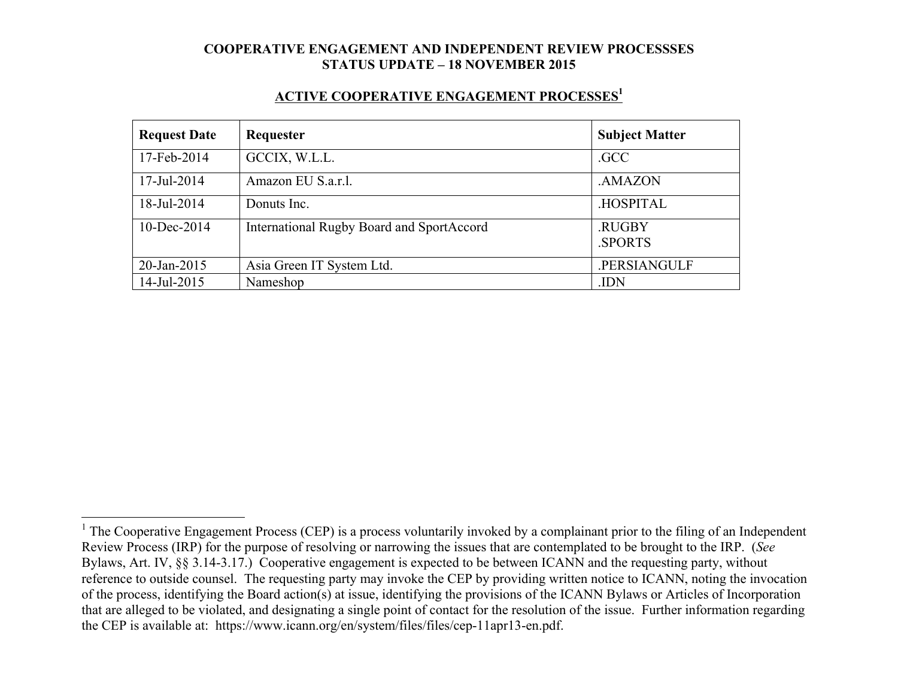**COOPERATIVE ENGAGEMENT AND INDEPENDENT REVIEW PROCESSSES**
**STATUS UPDATE – 18 NOVEMBER 2015**

## ACTIVE COOPERATIVE ENGAGEMENT PROCESSES[1]

| Request Date | Requester | Subject Matter |
|---|---|---|
| 17-Feb-2014 | GCCIX, W.L.L. | .GCC |
| 17-Jul-2014 | Amazon EU S.a.r.l. | .AMAZON |
| 18-Jul-2014 | Donuts Inc. | .HOSPITAL |
| 10-Dec-2014 | International Rugby Board and SportAccord | .RUGBY<br>.SPORTS |
| 20-Jan-2015 | Asia Green IT System Ltd. | .PERSIANGULF |
| 14-Jul-2015 | Nameshop | .IDN |

---

[1] The Cooperative Engagement Process (CEP) is a process voluntarily invoked by a complainant prior to the filing of an Independent Review Process (IRP) for the purpose of resolving or narrowing the issues that are contemplated to be brought to the IRP. (*See* Bylaws, Art. IV, §§ 3.14-3.17.) Cooperative engagement is expected to be between ICANN and the requesting party, without reference to outside counsel. The requesting party may invoke the CEP by providing written notice to ICANN, noting the invocation of the process, identifying the Board action(s) at issue, identifying the provisions of the ICANN Bylaws or Articles of Incorporation that are alleged to be violated, and designating a single point of contact for the resolution of the issue. Further information regarding the CEP is available at: https://www.icann.org/en/system/files/files/cep-11apr13-en.pdf.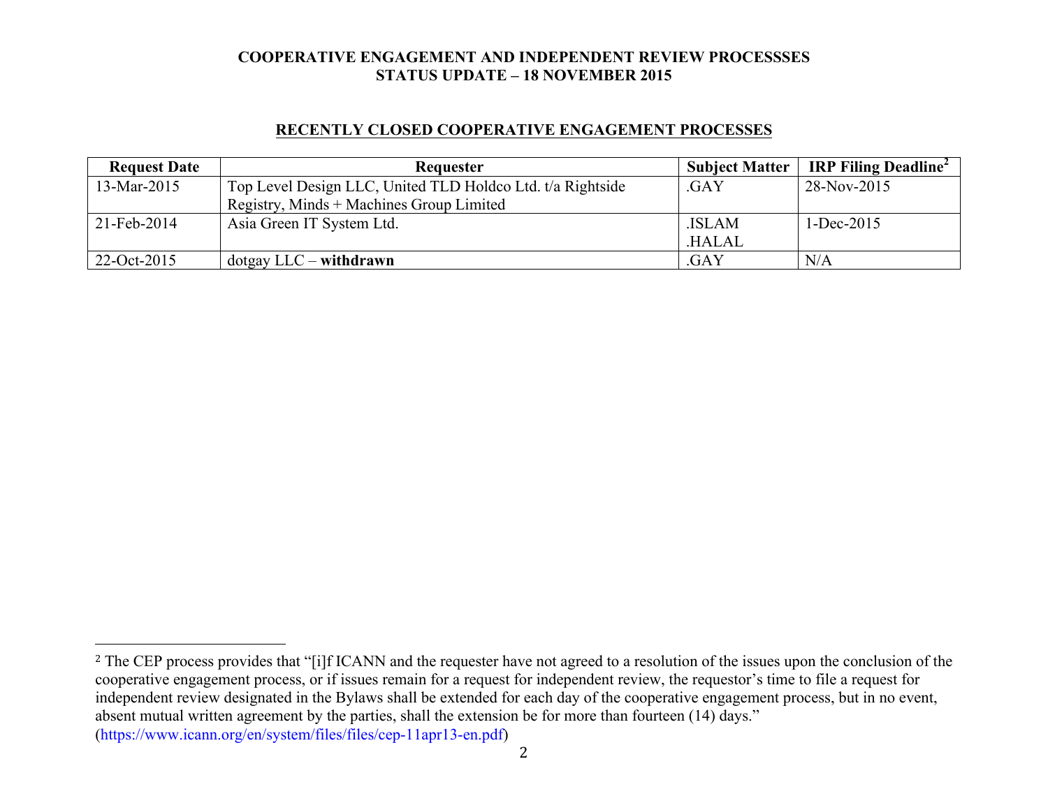**COOPERATIVE ENGAGEMENT AND INDEPENDENT REVIEW PROCESSSES**
**STATUS UPDATE – 18 NOVEMBER 2015**

## RECENTLY CLOSED COOPERATIVE ENGAGEMENT PROCESSES

| Request Date | Requester | Subject Matter | IRP Filing Deadline[2] |
|---|---|---|---|
| 13-Mar-2015 | Top Level Design LLC, United TLD Holdco Ltd. t/a Rightside Registry, Minds + Machines Group Limited | .GAY | 28-Nov-2015 |
| 21-Feb-2014 | Asia Green IT System Ltd. | .ISLAM .HALAL | 1-Dec-2015 |
| 22-Oct-2015 | dotgay LLC – **withdrawn** | .GAY | N/A |

[2] The CEP process provides that "[i]f ICANN and the requester have not agreed to a resolution of the issues upon the conclusion of the cooperative engagement process, or if issues remain for a request for independent review, the requestor's time to file a request for independent review designated in the Bylaws shall be extended for each day of the cooperative engagement process, but in no event, absent mutual written agreement by the parties, shall the extension be for more than fourteen (14) days." (https://www.icann.org/en/system/files/files/cep-11apr13-en.pdf)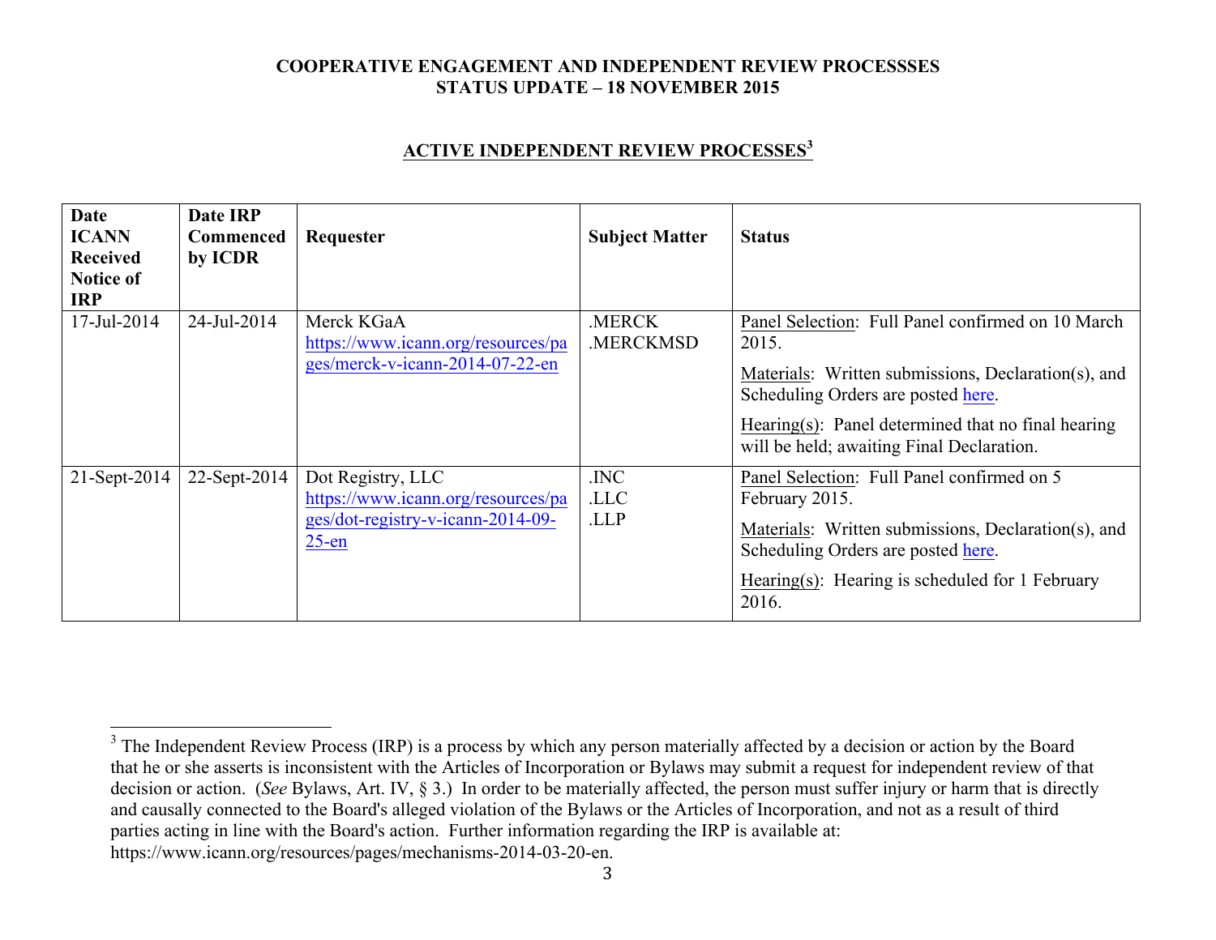**COOPERATIVE ENGAGEMENT AND INDEPENDENT REVIEW PROCESSSES**
**STATUS UPDATE – 18 NOVEMBER 2015**

## ACTIVE INDEPENDENT REVIEW PROCESSES[3]

| Date ICANN Received Notice of IRP | Date IRP Commenced by ICDR | Requester | Subject Matter | Status |
|---|---|---|---|---|
| 17-Jul-2014 | 24-Jul-2014 | Merck KGaA https://www.icann.org/resources/pages/merck-v-icann-2014-07-22-en | .MERCK .MERCKMSD | Panel Selection: Full Panel confirmed on 10 March 2015. Materials: Written submissions, Declaration(s), and Scheduling Orders are posted here. Hearing(s): Panel determined that no final hearing will be held; awaiting Final Declaration. |
| 21-Sept-2014 | 22-Sept-2014 | Dot Registry, LLC https://www.icann.org/resources/pages/dot-registry-v-icann-2014-09-25-en | .INC .LLC .LLP | Panel Selection: Full Panel confirmed on 5 February 2015. Materials: Written submissions, Declaration(s), and Scheduling Orders are posted here. Hearing(s): Hearing is scheduled for 1 February 2016. |

[3] The Independent Review Process (IRP) is a process by which any person materially affected by a decision or action by the Board that he or she asserts is inconsistent with the Articles of Incorporation or Bylaws may submit a request for independent review of that decision or action. (*See* Bylaws, Art. IV, § 3.) In order to be materially affected, the person must suffer injury or harm that is directly and causally connected to the Board's alleged violation of the Bylaws or the Articles of Incorporation, and not as a result of third parties acting in line with the Board's action. Further information regarding the IRP is available at: https://www.icann.org/resources/pages/mechanisms-2014-03-20-en.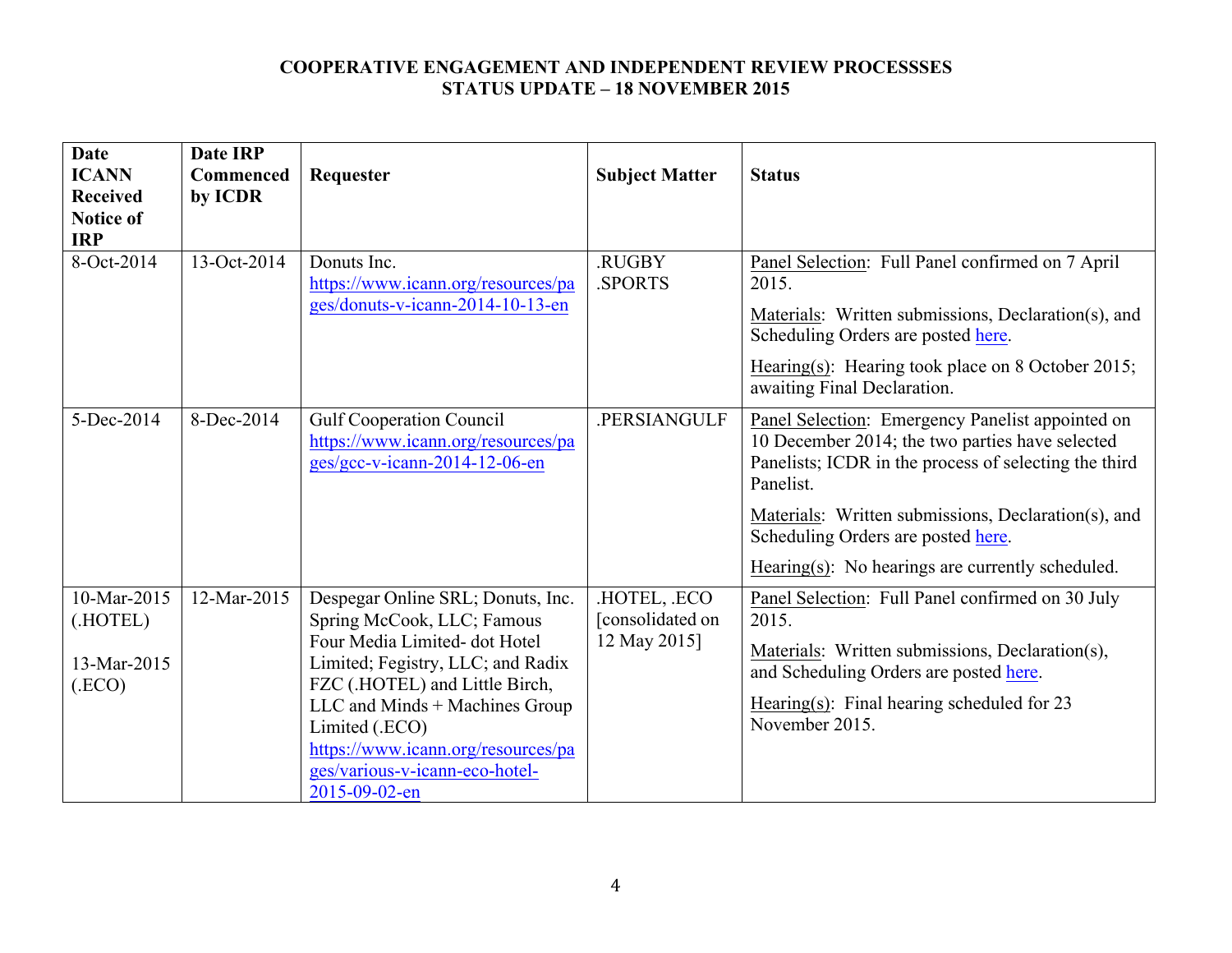**COOPERATIVE ENGAGEMENT AND INDEPENDENT REVIEW PROCESSSES**
**STATUS UPDATE – 18 NOVEMBER 2015**

| Date ICANN Received Notice of IRP | Date IRP Commenced by ICDR | Requester | Subject Matter | Status |
|---|---|---|---|---|
| 8-Oct-2014 | 13-Oct-2014 | Donuts Inc. https://www.icann.org/resources/pages/donuts-v-icann-2014-10-13-en | .RUGBY .SPORTS | Panel Selection: Full Panel confirmed on 7 April 2015. <br><br> Materials: Written submissions, Declaration(s), and Scheduling Orders are posted here. <br><br> Hearing(s): Hearing took place on 8 October 2015; awaiting Final Declaration. |
| 5-Dec-2014 | 8-Dec-2014 | Gulf Cooperation Council https://www.icann.org/resources/pages/gcc-v-icann-2014-12-06-en | .PERSIANGULF | Panel Selection: Emergency Panelist appointed on 10 December 2014; the two parties have selected Panelists; ICDR in the process of selecting the third Panelist. <br><br> Materials: Written submissions, Declaration(s), and Scheduling Orders are posted here. <br><br> Hearing(s): No hearings are currently scheduled. |
| 10-Mar-2015 (.HOTEL) <br><br> 13-Mar-2015 (.ECO) | 12-Mar-2015 | Despegar Online SRL; Donuts, Inc. Spring McCook, LLC; Famous Four Media Limited- dot Hotel Limited; Fegistry, LLC; and Radix FZC (.HOTEL) and Little Birch, LLC and Minds + Machines Group Limited (.ECO) https://www.icann.org/resources/pages/various-v-icann-eco-hotel-2015-09-02-en | .HOTEL, .ECO [consolidated on 12 May 2015] | Panel Selection: Full Panel confirmed on 30 July 2015. <br><br> Materials: Written submissions, Declaration(s), and Scheduling Orders are posted here. <br><br> Hearing(s): Final hearing scheduled for 23 November 2015. |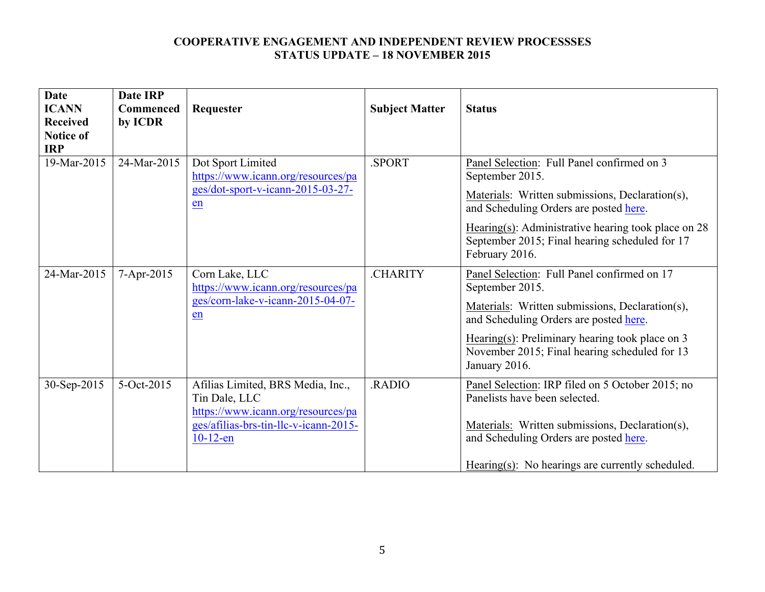**COOPERATIVE ENGAGEMENT AND INDEPENDENT REVIEW PROCESSSES**
**STATUS UPDATE – 18 NOVEMBER 2015**

| Date ICANN Received Notice of IRP | Date IRP Commenced by ICDR | Requester | Subject Matter | Status |
|---|---|---|---|---|
| 19-Mar-2015 | 24-Mar-2015 | Dot Sport Limited https://www.icann.org/resources/pages/dot-sport-v-icann-2015-03-27-en | .SPORT | Panel Selection: Full Panel confirmed on 3 September 2015. <br> Materials: Written submissions, Declaration(s), and Scheduling Orders are posted here. <br> Hearing(s): Administrative hearing took place on 28 September 2015; Final hearing scheduled for 17 February 2016. |
| 24-Mar-2015 | 7-Apr-2015 | Corn Lake, LLC https://www.icann.org/resources/pages/corn-lake-v-icann-2015-04-07-en | .CHARITY | Panel Selection: Full Panel confirmed on 17 September 2015. <br> Materials: Written submissions, Declaration(s), and Scheduling Orders are posted here. <br> Hearing(s): Preliminary hearing took place on 3 November 2015; Final hearing scheduled for 13 January 2016. |
| 30-Sep-2015 | 5-Oct-2015 | Afilias Limited, BRS Media, Inc., Tin Dale, LLC https://www.icann.org/resources/pages/afilias-brs-tin-llc-v-icann-2015-10-12-en | .RADIO | Panel Selection: IRP filed on 5 October 2015; no Panelists have been selected. <br> Materials: Written submissions, Declaration(s), and Scheduling Orders are posted here. <br> Hearing(s): No hearings are currently scheduled. |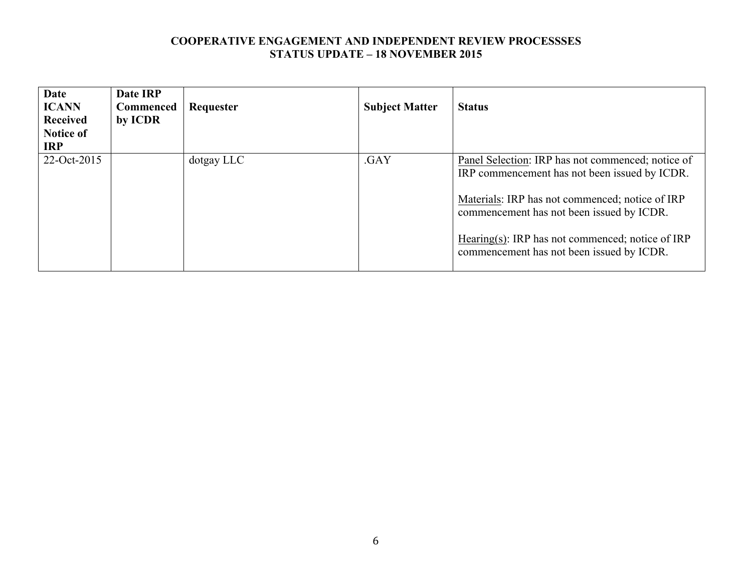**COOPERATIVE ENGAGEMENT AND INDEPENDENT REVIEW PROCESSSES**
**STATUS UPDATE – 18 NOVEMBER 2015**

| Date ICANN Received Notice of IRP | Date IRP Commenced by ICDR | Requester | Subject Matter | Status |
|---|---|---|---|---|
| 22-Oct-2015 | | dotgay LLC | .GAY | Panel Selection: IRP has not commenced; notice of IRP commencement has not been issued by ICDR.<br><br>Materials: IRP has not commenced; notice of IRP commencement has not been issued by ICDR.<br><br>Hearing(s): IRP has not commenced; notice of IRP commencement has not been issued by ICDR. |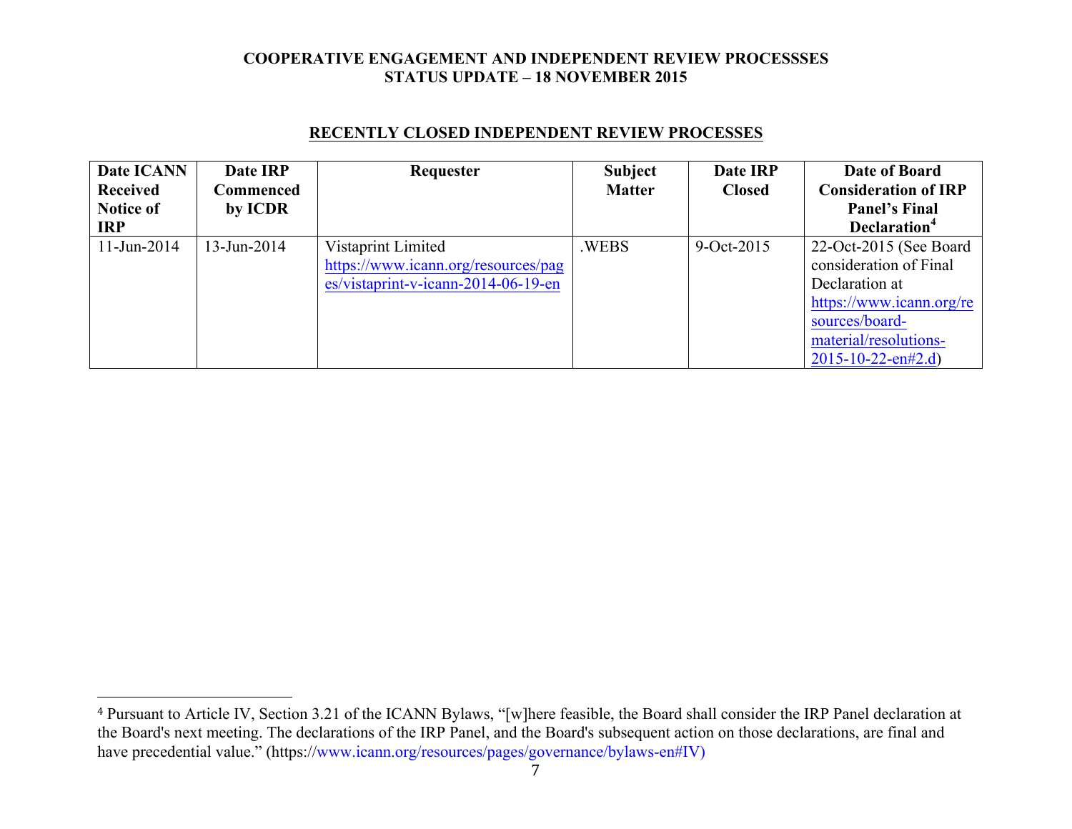**COOPERATIVE ENGAGEMENT AND INDEPENDENT REVIEW PROCESSSES**
**STATUS UPDATE – 18 NOVEMBER 2015**

## RECENTLY CLOSED INDEPENDENT REVIEW PROCESSES

| Date ICANN Received Notice of IRP | Date IRP Commenced by ICDR | Requester | Subject Matter | Date IRP Closed | Date of Board Consideration of IRP Panel's Final Declaration[4] |
|---|---|---|---|---|---|
| 11-Jun-2014 | 13-Jun-2014 | Vistaprint Limited https://www.icann.org/resources/pages/vistaprint-v-icann-2014-06-19-en | .WEBS | 9-Oct-2015 | 22-Oct-2015 (See Board consideration of Final Declaration at https://www.icann.org/resources/board-material/resolutions-2015-10-22-en#2.d) |

[4] Pursuant to Article IV, Section 3.21 of the ICANN Bylaws, "[w]here feasible, the Board shall consider the IRP Panel declaration at the Board's next meeting. The declarations of the IRP Panel, and the Board's subsequent action on those declarations, are final and have precedential value." (https://www.icann.org/resources/pages/governance/bylaws-en#IV)